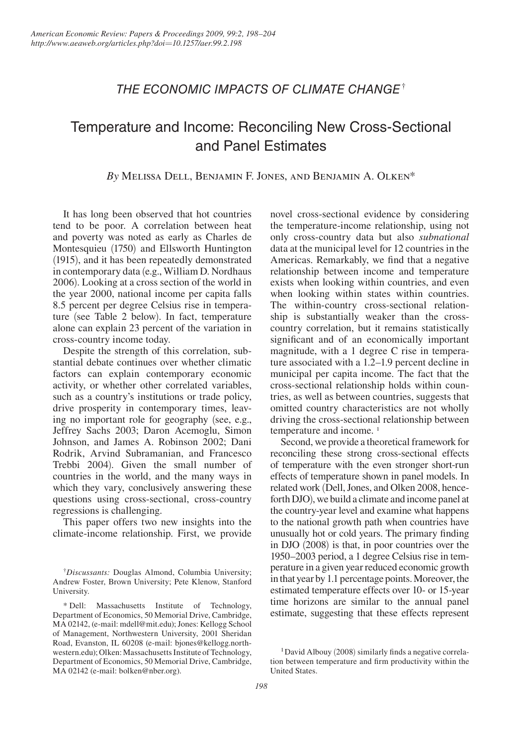*THE ECONOMIC IMPACTS OF CLIMATE CHANGE*[†]

# Temperature and Income: Reconciling New Cross-Sectional and Panel Estimates

*By* Melissa Dell, Benjamin F. Jones, and Benjamin A. Olken*

It has long been observed that hot countries tend to be poor. A correlation between heat and poverty was noted as early as Charles de Montesquieu (1750) and Ellsworth Huntington (1915), and it has been repeatedly demonstrated in contemporary data (e.g., William D. Nordhaus 2006). Looking at a cross section of the world in the year 2000, national income per capita falls 8.5 percent per degree Celsius rise in temperature (see Table 2 below). In fact, temperature alone can explain 23 percent of the variation in cross-country income today.

Despite the strength of this correlation, substantial debate continues over whether climatic factors can explain contemporary economic activity, or whether other correlated variables, such as a country's institutions or trade policy, drive prosperity in contemporary times, leaving no important role for geography (see, e.g., Jeffrey Sachs 2003; Daron Acemoglu, Simon Johnson, and James A. Robinson 2002; Dani Rodrik, Arvind Subramanian, and Francesco Trebbi 2004). Given the small number of countries in the world, and the many ways in which they vary, conclusively answering these questions using cross-sectional, cross-country regressions is challenging.

This paper offers two new insights into the climate-income relationship. First, we provide novel cross-sectional evidence by considering the temperature-income relationship, using not only cross-country data but also *subnational* data at the municipal level for 12 countries in the Americas. Remarkably, we find that a negative relationship between income and temperature exists when looking within countries, and even when looking within states within countries. The within-country cross-sectional relationship is substantially weaker than the cross-country correlation, but it remains statistically significant and of an economically important magnitude, with a 1 degree C rise in temperature associated with a 1.2–1.9 percent decline in municipal per capita income. The fact that the cross-sectional relationship holds within countries, as well as between countries, suggests that omitted country characteristics are not wholly driving the cross-sectional relationship between temperature and income. [1]

Second, we provide a theoretical framework for reconciling these strong cross-sectional effects of temperature with the even stronger short-run effects of temperature shown in panel models. In related work (Dell, Jones, and Olken 2008, henceforth DJO), we build a climate and income panel at the country-year level and examine what happens to the national growth path when countries have unusually hot or cold years. The primary finding in DJO (2008) is that, in poor countries over the 1950–2003 period, a 1 degree Celsius rise in temperature in a given year reduced economic growth in that year by 1.1 percentage points. Moreover, the estimated temperature effects over 10- or 15-year time horizons are similar to the annual panel estimate, suggesting that these effects represent

---

[†]*Discussants:* Douglas Almond, Columbia University; Andrew Foster, Brown University; Pete Klenow, Stanford University.

\* Dell: Massachusetts Institute of Technology, Department of Economics, 50 Memorial Drive, Cambridge, MA 02142, (e-mail: mdell@mit.edu); Jones: Kellogg School of Management, Northwestern University, 2001 Sheridan Road, Evanston, IL 60208 (e-mail: bjones@kellogg.northwestern.edu); Olken: Massachusetts Institute of Technology, Department of Economics, 50 Memorial Drive, Cambridge, MA 02142 (e-mail: bolken@nber.org).

[1] David Albouy (2008) similarly finds a negative correlation between temperature and firm productivity within the United States.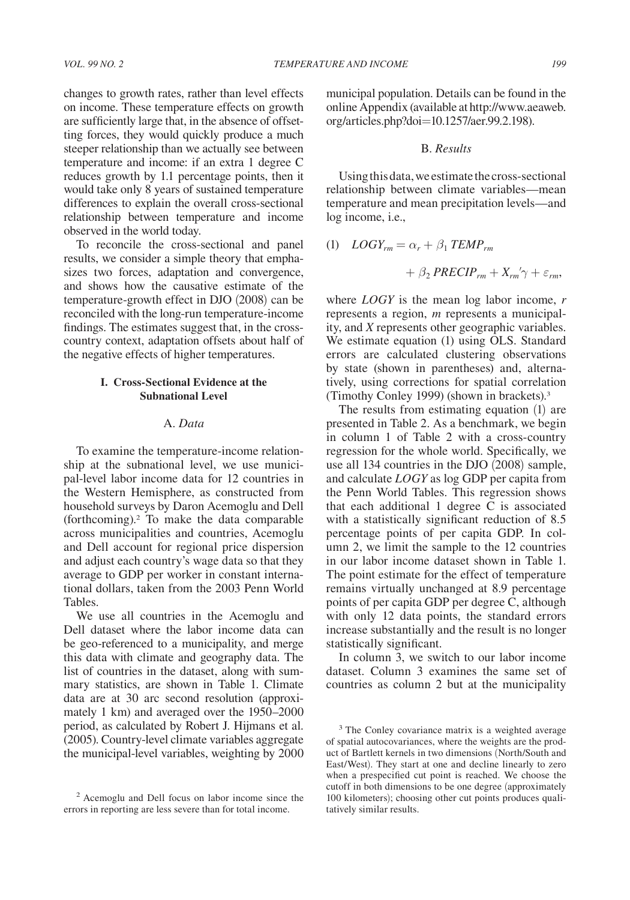changes to growth rates, rather than level effects on income. These temperature effects on growth are sufficiently large that, in the absence of offsetting forces, they would quickly produce a much steeper relationship than we actually see between temperature and income: if an extra 1 degree C reduces growth by 1.1 percentage points, then it would take only 8 years of sustained temperature differences to explain the overall cross-sectional relationship between temperature and income observed in the world today.

To reconcile the cross-sectional and panel results, we consider a simple theory that emphasizes two forces, adaptation and convergence, and shows how the causative estimate of the temperature-growth effect in DJO (2008) can be reconciled with the long-run temperature-income findings. The estimates suggest that, in the cross-country context, adaptation offsets about half of the negative effects of higher temperatures.

## I. Cross-Sectional Evidence at the Subnational Level

### A. *Data*

To examine the temperature-income relationship at the subnational level, we use municipal-level labor income data for 12 countries in the Western Hemisphere, as constructed from household surveys by Daron Acemoglu and Dell (forthcoming).[2] To make the data comparable across municipalities and countries, Acemoglu and Dell account for regional price dispersion and adjust each country's wage data so that they average to GDP per worker in constant international dollars, taken from the 2003 Penn World Tables.

We use all countries in the Acemoglu and Dell dataset where the labor income data can be geo-referenced to a municipality, and merge this data with climate and geography data. The list of countries in the dataset, along with summary statistics, are shown in Table 1. Climate data are at 30 arc second resolution (approximately 1 km) and averaged over the 1950–2000 period, as calculated by Robert J. Hijmans et al. (2005). Country-level climate variables aggregate the municipal-level variables, weighting by 2000 municipal population. Details can be found in the online Appendix (available at http://www.aeaweb.org/articles.php?doi=10.1257/aer.99.2.198).

### B. *Results*

Using this data, we estimate the cross-sectional relationship between climate variables—mean temperature and mean precipitation levels—and log income, i.e.,

$$(1) \quad LOGY_{rm} = \alpha_r + \beta_1 \, TEMP_{rm} + \beta_2 \, PRECIP_{rm} + X_{rm}'\gamma + \varepsilon_{rm},$$

where *LOGY* is the mean log labor income, *r* represents a region, *m* represents a municipality, and *X* represents other geographic variables. We estimate equation (1) using OLS. Standard errors are calculated clustering observations by state (shown in parentheses) and, alternatively, using corrections for spatial correlation (Timothy Conley 1999) (shown in brackets).[3]

The results from estimating equation (1) are presented in Table 2. As a benchmark, we begin in column 1 of Table 2 with a cross-country regression for the whole world. Specifically, we use all 134 countries in the DJO (2008) sample, and calculate *LOGY* as log GDP per capita from the Penn World Tables. This regression shows that each additional 1 degree C is associated with a statistically significant reduction of 8.5 percentage points of per capita GDP. In column 2, we limit the sample to the 12 countries in our labor income dataset shown in Table 1. The point estimate for the effect of temperature remains virtually unchanged at 8.9 percentage points of per capita GDP per degree C, although with only 12 data points, the standard errors increase substantially and the result is no longer statistically significant.

In column 3, we switch to our labor income dataset. Column 3 examines the same set of countries as column 2 but at the municipality

[2] Acemoglu and Dell focus on labor income since the errors in reporting are less severe than for total income.

[3] The Conley covariance matrix is a weighted average of spatial autocovariances, where the weights are the product of Bartlett kernels in two dimensions (North/South and East/West). They start at one and decline linearly to zero when a prespecified cut point is reached. We choose the cutoff in both dimensions to be one degree (approximately 100 kilometers); choosing other cut points produces qualitatively similar results.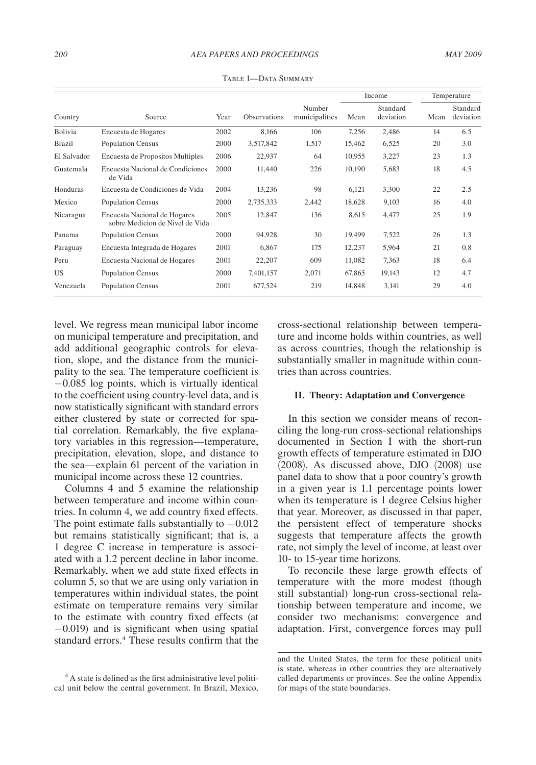Table 1—Data Summary

| Country | Source | Year | Observations | Number municipalities | Income | | Temperature | |
|---|---|---|---|---|---|---|---|---|
| | | | | | Mean | Standard deviation | Mean | Standard deviation |
| Bolivia | Encuesta de Hogares | 2002 | 8,166 | 106 | 7,256 | 2,486 | 14 | 6.5 |
| Brazil | Population Census | 2000 | 3,517,842 | 1,517 | 15,462 | 6,525 | 20 | 3.0 |
| El Salvador | Encuesta de Propositos Multiples | 2006 | 22,937 | 64 | 10,955 | 3,227 | 23 | 1.3 |
| Guatemala | Encuesta Nacional de Condiciones de Vida | 2000 | 11,440 | 226 | 10,190 | 5,683 | 18 | 4.5 |
| Honduras | Encuesta de Condiciones de Vida | 2004 | 13,236 | 98 | 6,121 | 3,300 | 22 | 2.5 |
| Mexico | Population Census | 2000 | 2,735,333 | 2,442 | 18,628 | 9,103 | 16 | 4.0 |
| Nicaragua | Encuesta Nacional de Hogares sobre Medicion de Nivel de Vida | 2005 | 12,847 | 136 | 8,615 | 4,477 | 25 | 1.9 |
| Panama | Population Census | 2000 | 94,928 | 30 | 19,499 | 7,522 | 26 | 1.3 |
| Paraguay | Encuesta Integrada de Hogares | 2001 | 6,867 | 175 | 12,237 | 5,964 | 21 | 0.8 |
| Peru | Encuesta Nacional de Hogares | 2001 | 22,207 | 609 | 11,082 | 7,363 | 18 | 6.4 |
| US | Population Census | 2000 | 7,401,157 | 2,071 | 67,865 | 19,143 | 12 | 4.7 |
| Venezuela | Population Census | 2001 | 677,524 | 219 | 14,848 | 3,141 | 29 | 4.0 |

level. We regress mean municipal labor income on municipal temperature and precipitation, and add additional geographic controls for elevation, slope, and the distance from the municipality to the sea. The temperature coefficient is −0.085 log points, which is virtually identical to the coefficient using country-level data, and is now statistically significant with standard errors either clustered by state or corrected for spatial correlation. Remarkably, the five explanatory variables in this regression—temperature, precipitation, elevation, slope, and distance to the sea—explain 61 percent of the variation in municipal income across these 12 countries.

Columns 4 and 5 examine the relationship between temperature and income within countries. In column 4, we add country fixed effects. The point estimate falls substantially to −0.012 but remains statistically significant; that is, a 1 degree C increase in temperature is associated with a 1.2 percent decline in labor income. Remarkably, when we add state fixed effects in column 5, so that we are using only variation in temperatures within individual states, the point estimate on temperature remains very similar to the estimate with country fixed effects (at −0.019) and is significant when using spatial standard errors.[4] These results confirm that the cross-sectional relationship between temperature and income holds within countries, as well as across countries, though the relationship is substantially smaller in magnitude within countries than across countries.

## II. Theory: Adaptation and Convergence

In this section we consider means of reconciling the long-run cross-sectional relationships documented in Section I with the short-run growth effects of temperature estimated in DJO (2008). As discussed above, DJO (2008) use panel data to show that a poor country's growth in a given year is 1.1 percentage points lower when its temperature is 1 degree Celsius higher that year. Moreover, as discussed in that paper, the persistent effect of temperature shocks suggests that temperature affects the growth rate, not simply the level of income, at least over 10- to 15-year time horizons.

To reconcile these large growth effects of temperature with the more modest (though still substantial) long-run cross-sectional relationship between temperature and income, we consider two mechanisms: convergence and adaptation. First, convergence forces may pull

[4] A state is defined as the first administrative level political unit below the central government. In Brazil, Mexico, and the United States, the term for these political units is state, whereas in other countries they are alternatively called departments or provinces. See the online Appendix for maps of the state boundaries.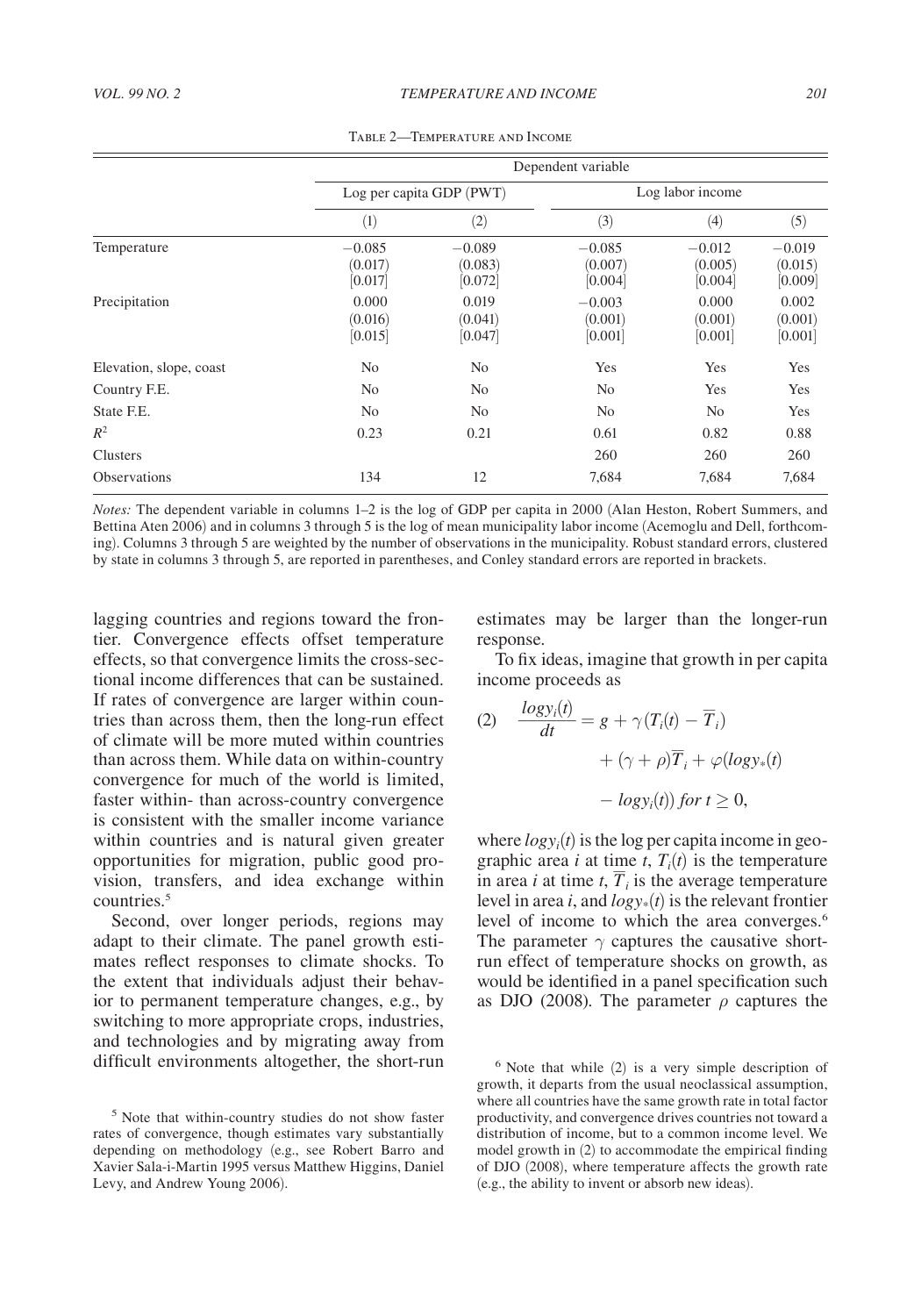Table 2—Temperature and Income

| | Dependent variable | | | | |
|---|---|---|---|---|---|
| | Log per capita GDP (PWT) | | Log labor income | | |
| | (1) | (2) | (3) | (4) | (5) |
| Temperature | −0.085 | −0.089 | −0.085 | −0.012 | −0.019 |
| | (0.017) | (0.083) | (0.007) | (0.005) | (0.015) |
| | [0.017] | [0.072] | [0.004] | [0.004] | [0.009] |
| Precipitation | 0.000 | 0.019 | −0.003 | 0.000 | 0.002 |
| | (0.016) | (0.041) | (0.001) | (0.001) | (0.001) |
| | [0.015] | [0.047] | [0.001] | [0.001] | [0.001] |
| Elevation, slope, coast | No | No | Yes | Yes | Yes |
| Country F.E. | No | No | No | Yes | Yes |
| State F.E. | No | No | No | No | Yes |
| $R^2$ | 0.23 | 0.21 | 0.61 | 0.82 | 0.88 |
| Clusters | | | 260 | 260 | 260 |
| Observations | 134 | 12 | 7,684 | 7,684 | 7,684 |

*Notes:* The dependent variable in columns 1–2 is the log of GDP per capita in 2000 (Alan Heston, Robert Summers, and Bettina Aten 2006) and in columns 3 through 5 is the log of mean municipality labor income (Acemoglu and Dell, forthcoming). Columns 3 through 5 are weighted by the number of observations in the municipality. Robust standard errors, clustered by state in columns 3 through 5, are reported in parentheses, and Conley standard errors are reported in brackets.

lagging countries and regions toward the frontier. Convergence effects offset temperature effects, so that convergence limits the cross-sectional income differences that can be sustained. If rates of convergence are larger within countries than across them, then the long-run effect of climate will be more muted within countries than across them. While data on within-country convergence for much of the world is limited, faster within- than across-country convergence is consistent with the smaller income variance within countries and is natural given greater opportunities for migration, public good provision, transfers, and idea exchange within countries.[5]

Second, over longer periods, regions may adapt to their climate. The panel growth estimates reflect responses to climate shocks. To the extent that individuals adjust their behavior to permanent temperature changes, e.g., by switching to more appropriate crops, industries, and technologies and by migrating away from difficult environments altogether, the short-run estimates may be larger than the longer-run response.

To fix ideas, imagine that growth in per capita income proceeds as

$$(2) \quad \frac{logy_i(t)}{dt} = g + \gamma(T_i(t) - \overline{T}_i) + (\gamma + \rho)\overline{T}_i + \varphi(logy_*(t) - logy_i(t)) \; for \; t \geq 0,$$

where $logy_i(t)$ is the log per capita income in geographic area $i$ at time $t$, $T_i(t)$ is the temperature in area $i$ at time $t$, $\overline{T}_i$ is the average temperature level in area $i$, and $logy_*(t)$ is the relevant frontier level of income to which the area converges.[6] The parameter $\gamma$ captures the causative short-run effect of temperature shocks on growth, as would be identified in a panel specification such as DJO (2008). The parameter $\rho$ captures the

[5] Note that within-country studies do not show faster rates of convergence, though estimates vary substantially depending on methodology (e.g., see Robert Barro and Xavier Sala-i-Martin 1995 versus Matthew Higgins, Daniel Levy, and Andrew Young 2006).

[6] Note that while (2) is a very simple description of growth, it departs from the usual neoclassical assumption, where all countries have the same growth rate in total factor productivity, and convergence drives countries not toward a distribution of income, but to a common income level. We model growth in (2) to accommodate the empirical finding of DJO (2008), where temperature affects the growth rate (e.g., the ability to invent or absorb new ideas).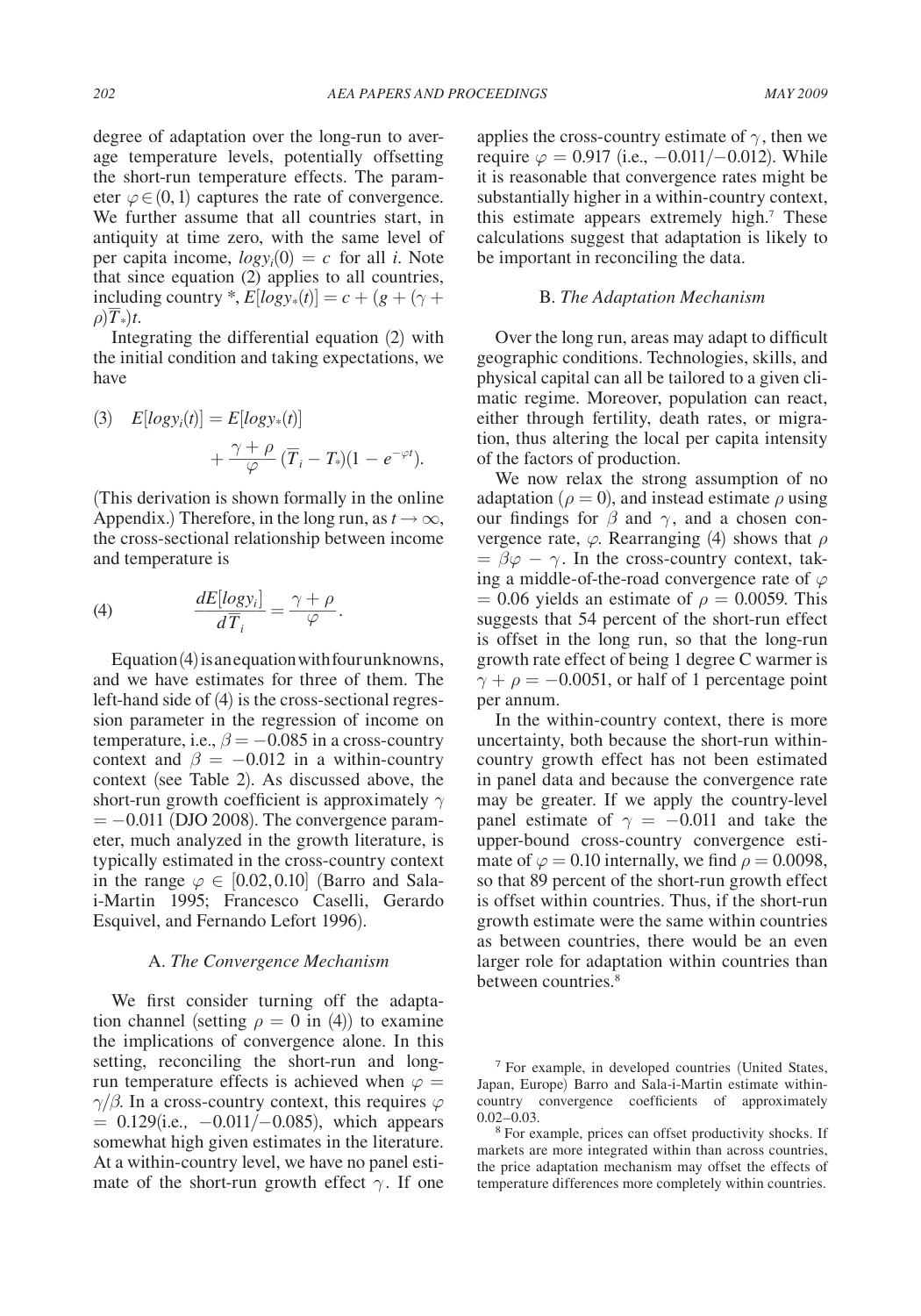degree of adaptation over the long-run to average temperature levels, potentially offsetting the short-run temperature effects. The parameter $\varphi \in (0, 1)$ captures the rate of convergence. We further assume that all countries start, in antiquity at time zero, with the same level of per capita income, $logy_i(0) = c$ for all $i$. Note that since equation (2) applies to all countries, including country *, $E[logy_*(t)] = c + (g + (\gamma + \rho)\overline{T}_*)t$.

Integrating the differential equation (2) with the initial condition and taking expectations, we have

$$(3) \quad E[logy_i(t)] = E[logy_*(t)] + \frac{\gamma + \rho}{\varphi}(\overline{T}_i - T_*)(1 - e^{-\varphi t}).$$

(This derivation is shown formally in the online Appendix.) Therefore, in the long run, as $t \rightarrow \infty$, the cross-sectional relationship between income and temperature is

$$(4) \qquad \frac{dE[logy_i]}{d\overline{T}_i} = \frac{\gamma + \rho}{\varphi}.$$

Equation (4) is an equation with four unknowns, and we have estimates for three of them. The left-hand side of (4) is the cross-sectional regression parameter in the regression of income on temperature, i.e., $\beta = -0.085$ in a cross-country context and $\beta = -0.012$ in a within-country context (see Table 2). As discussed above, the short-run growth coefficient is approximately $\gamma = -0.011$ (DJO 2008). The convergence parameter, much analyzed in the growth literature, is typically estimated in the cross-country context in the range $\varphi \in [0.02, 0.10]$ (Barro and Sala-i-Martin 1995; Francesco Caselli, Gerardo Esquivel, and Fernando Lefort 1996).

### A. *The Convergence Mechanism*

We first consider turning off the adaptation channel (setting $\rho = 0$ in (4)) to examine the implications of convergence alone. In this setting, reconciling the short-run and long-run temperature effects is achieved when $\varphi = \gamma/\beta$. In a cross-country context, this requires $\varphi = 0.129$(i.e., $-0.011/-0.085$), which appears somewhat high given estimates in the literature. At a within-country level, we have no panel estimate of the short-run growth effect $\gamma$. If one applies the cross-country estimate of $\gamma$, then we require $\varphi = 0.917$ (i.e., $-0.011/-0.012$). While it is reasonable that convergence rates might be substantially higher in a within-country context, this estimate appears extremely high.[7] These calculations suggest that adaptation is likely to be important in reconciling the data.

### B. *The Adaptation Mechanism*

Over the long run, areas may adapt to difficult geographic conditions. Technologies, skills, and physical capital can all be tailored to a given climatic regime. Moreover, population can react, either through fertility, death rates, or migration, thus altering the local per capita intensity of the factors of production.

We now relax the strong assumption of no adaptation ($\rho = 0$), and instead estimate $\rho$ using our findings for $\beta$ and $\gamma$, and a chosen convergence rate, $\varphi$. Rearranging (4) shows that $\rho = \beta\varphi - \gamma$. In the cross-country context, taking a middle-of-the-road convergence rate of $\varphi = 0.06$ yields an estimate of $\rho = 0.0059$. This suggests that 54 percent of the short-run effect is offset in the long run, so that the long-run growth rate effect of being 1 degree C warmer is $\gamma + \rho = -0.0051$, or half of 1 percentage point per annum.

In the within-country context, there is more uncertainty, both because the short-run within-country growth effect has not been estimated in panel data and because the convergence rate may be greater. If we apply the country-level panel estimate of $\gamma = -0.011$ and take the upper-bound cross-country convergence estimate of $\varphi = 0.10$ internally, we find $\rho = 0.0098$, so that 89 percent of the short-run growth effect is offset within countries. Thus, if the short-run growth estimate were the same within countries as between countries, there would be an even larger role for adaptation within countries than between countries.[8]

---

[7] For example, in developed countries (United States, Japan, Europe) Barro and Sala-i-Martin estimate within-country convergence coefficients of approximately 0.02–0.03.

[8] For example, prices can offset productivity shocks. If markets are more integrated within than across countries, the price adaptation mechanism may offset the effects of temperature differences more completely within countries.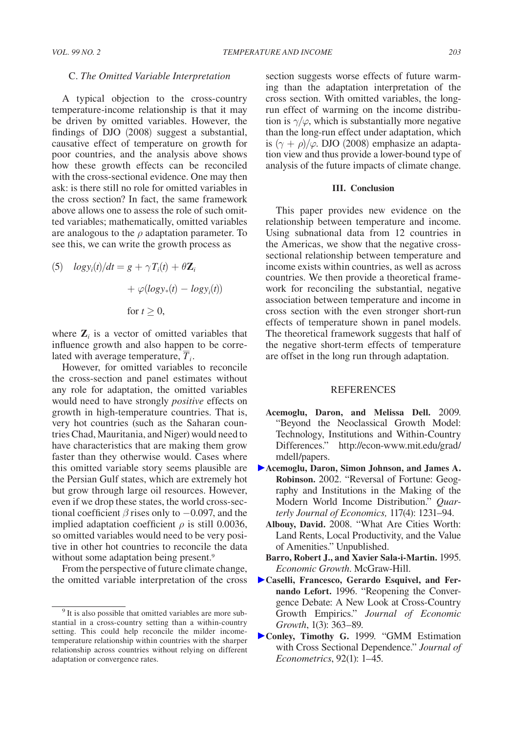### C. *The Omitted Variable Interpretation*

A typical objection to the cross-country temperature-income relationship is that it may be driven by omitted variables. However, the findings of DJO (2008) suggest a substantial, causative effect of temperature on growth for poor countries, and the analysis above shows how these growth effects can be reconciled with the cross-sectional evidence. One may then ask: is there still no role for omitted variables in the cross section? In fact, the same framework above allows one to assess the role of such omitted variables; mathematically, omitted variables are analogous to the $\rho$ adaptation parameter. To see this, we can write the growth process as

$$(5) \quad logy_i(t)/dt = g + \gamma T_i(t) + \theta \mathbf{Z}_i + \varphi(logy_*(t) - logy_i(t)) \quad \text{for } t \geq 0,$$

where $\mathbf{Z}_i$ is a vector of omitted variables that influence growth and also happen to be correlated with average temperature, $\overline{T}_i$.

However, for omitted variables to reconcile the cross-section and panel estimates without any role for adaptation, the omitted variables would need to have strongly *positive* effects on growth in high-temperature countries. That is, very hot countries (such as the Saharan countries Chad, Mauritania, and Niger) would need to have characteristics that are making them grow faster than they otherwise would. Cases where this omitted variable story seems plausible are the Persian Gulf states, which are extremely hot but grow through large oil resources. However, even if we drop these states, the world cross-sectional coefficient $\beta$ rises only to $-0.097$, and the implied adaptation coefficient $\rho$ is still 0.0036, so omitted variables would need to be very positive in other hot countries to reconcile the data without some adaptation being present.[9]

From the perspective of future climate change, the omitted variable interpretation of the cross section suggests worse effects of future warming than the adaptation interpretation of the cross section. With omitted variables, the long-run effect of warming on the income distribution is $\gamma/\varphi$, which is substantially more negative than the long-run effect under adaptation, which is $(\gamma + \rho)/\varphi$. DJO (2008) emphasize an adaptation view and thus provide a lower-bound type of analysis of the future impacts of climate change.

## III. Conclusion

This paper provides new evidence on the relationship between temperature and income. Using subnational data from 12 countries in the Americas, we show that the negative cross-sectional relationship between temperature and income exists within countries, as well as across countries. We then provide a theoretical framework for reconciling the substantial, negative association between temperature and income in cross section with the even stronger short-run effects of temperature shown in panel models. The theoretical framework suggests that half of the negative short-term effects of temperature are offset in the long run through adaptation.

## REFERENCES

**Acemoglu, Daron, and Melissa Dell.** 2009. "Beyond the Neoclassical Growth Model: Technology, Institutions and Within-Country Differences." http://econ-www.mit.edu/grad/mdell/papers.

**Acemoglu, Daron, Simon Johnson, and James A. Robinson.** 2002. "Reversal of Fortune: Geography and Institutions in the Making of the Modern World Income Distribution." *Quarterly Journal of Economics,* 117(4): 1231–94.

**Albouy, David.** 2008. "What Are Cities Worth: Land Rents, Local Productivity, and the Value of Amenities." Unpublished.

**Barro, Robert J., and Xavier Sala-i-Martin.** 1995. *Economic Growth*. McGraw-Hill.

**Caselli, Francesco, Gerardo Esquivel, and Fernando Lefort.** 1996. "Reopening the Convergence Debate: A New Look at Cross-Country Growth Empirics." *Journal of Economic Growth*, 1(3): 363–89.

**Conley, Timothy G.** 1999. "GMM Estimation with Cross Sectional Dependence." *Journal of Econometrics*, 92(1): 1–45.

---

[9] It is also possible that omitted variables are more substantial in a cross-country setting than a within-country setting. This could help reconcile the milder income-temperature relationship within countries with the sharper relationship across countries without relying on different adaptation or convergence rates.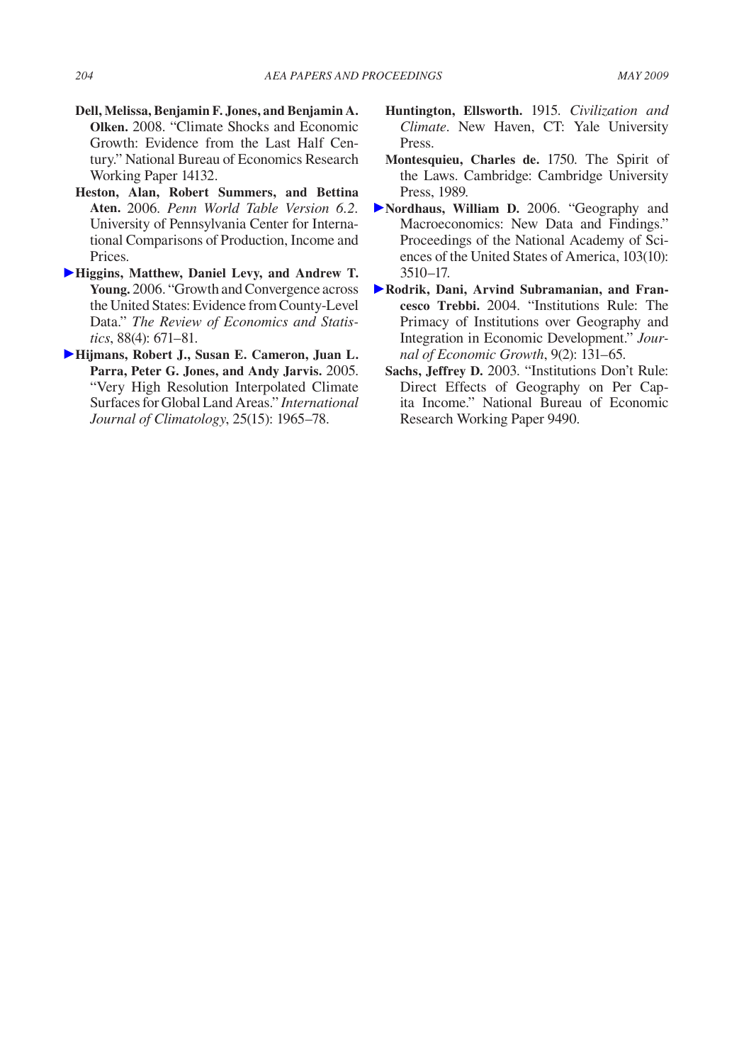**Dell, Melissa, Benjamin F. Jones, and Benjamin A. Olken.** 2008. "Climate Shocks and Economic Growth: Evidence from the Last Half Century." National Bureau of Economics Research Working Paper 14132.

**Heston, Alan, Robert Summers, and Bettina Aten.** 2006. *Penn World Table Version 6.2*. University of Pennsylvania Center for International Comparisons of Production, Income and Prices.

**Higgins, Matthew, Daniel Levy, and Andrew T. Young.** 2006. "Growth and Convergence across the United States: Evidence from County-Level Data." *The Review of Economics and Statistics*, 88(4): 671–81.

**Hijmans, Robert J., Susan E. Cameron, Juan L. Parra, Peter G. Jones, and Andy Jarvis.** 2005. "Very High Resolution Interpolated Climate Surfaces for Global Land Areas." *International Journal of Climatology*, 25(15): 1965–78.

**Huntington, Ellsworth.** 1915. *Civilization and Climate*. New Haven, CT: Yale University Press.

**Montesquieu, Charles de.** 1750. The Spirit of the Laws. Cambridge: Cambridge University Press, 1989.

**Nordhaus, William D.** 2006. "Geography and Macroeconomics: New Data and Findings." Proceedings of the National Academy of Sciences of the United States of America, 103(10): 3510–17.

**Rodrik, Dani, Arvind Subramanian, and Francesco Trebbi.** 2004. "Institutions Rule: The Primacy of Institutions over Geography and Integration in Economic Development." *Journal of Economic Growth*, 9(2): 131–65.

**Sachs, Jeffrey D.** 2003. "Institutions Don't Rule: Direct Effects of Geography on Per Capita Income." National Bureau of Economic Research Working Paper 9490.